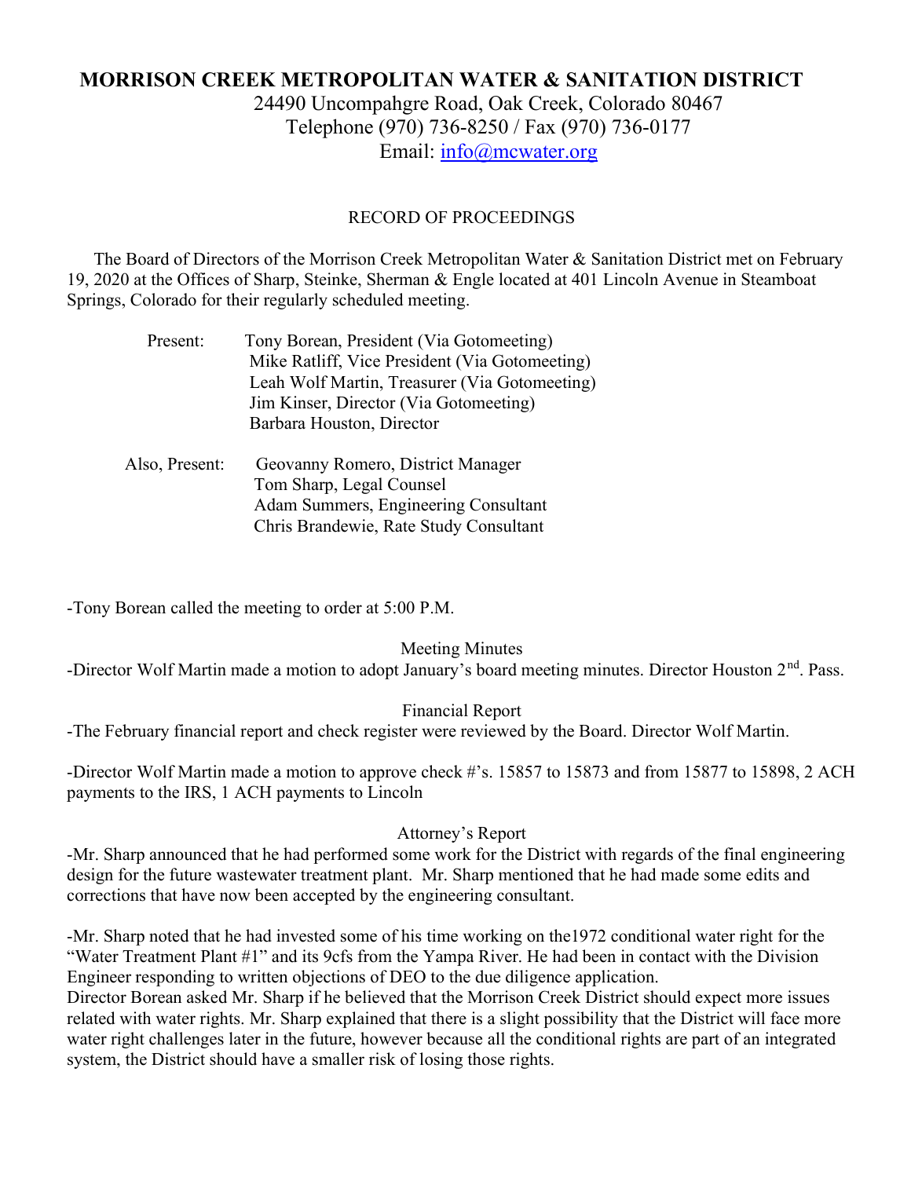# MORRISON CREEK METROPOLITAN WATER & SANITATION DISTRICT

24490 Uncompahgre Road, Oak Creek, Colorado 80467
Telephone (970) 736-8250 / Fax (970) 736-0177
Email: info@mcwater.org

RECORD OF PROCEEDINGS

The Board of Directors of the Morrison Creek Metropolitan Water & Sanitation District met on February 19, 2020 at the Offices of Sharp, Steinke, Sherman & Engle located at 401 Lincoln Avenue in Steamboat Springs, Colorado for their regularly scheduled meeting.

Present: Tony Borean, President (Via Gotomeeting)
Mike Ratliff, Vice President (Via Gotomeeting)
Leah Wolf Martin, Treasurer (Via Gotomeeting)
Jim Kinser, Director (Via Gotomeeting)
Barbara Houston, Director

Also, Present: Geovanny Romero, District Manager
Tom Sharp, Legal Counsel
Adam Summers, Engineering Consultant
Chris Brandewie, Rate Study Consultant

-Tony Borean called the meeting to order at 5:00 P.M.

Meeting Minutes

-Director Wolf Martin made a motion to adopt January's board meeting minutes. Director Houston 2nd. Pass.

Financial Report

-The February financial report and check register were reviewed by the Board. Director Wolf Martin.

-Director Wolf Martin made a motion to approve check #'s. 15857 to 15873 and from 15877 to 15898, 2 ACH payments to the IRS, 1 ACH payments to Lincoln

Attorney's Report

-Mr. Sharp announced that he had performed some work for the District with regards of the final engineering design for the future wastewater treatment plant. Mr. Sharp mentioned that he had made some edits and corrections that have now been accepted by the engineering consultant.

-Mr. Sharp noted that he had invested some of his time working on the1972 conditional water right for the "Water Treatment Plant #1" and its 9cfs from the Yampa River. He had been in contact with the Division Engineer responding to written objections of DEO to the due diligence application.
Director Borean asked Mr. Sharp if he believed that the Morrison Creek District should expect more issues related with water rights. Mr. Sharp explained that there is a slight possibility that the District will face more water right challenges later in the future, however because all the conditional rights are part of an integrated system, the District should have a smaller risk of losing those rights.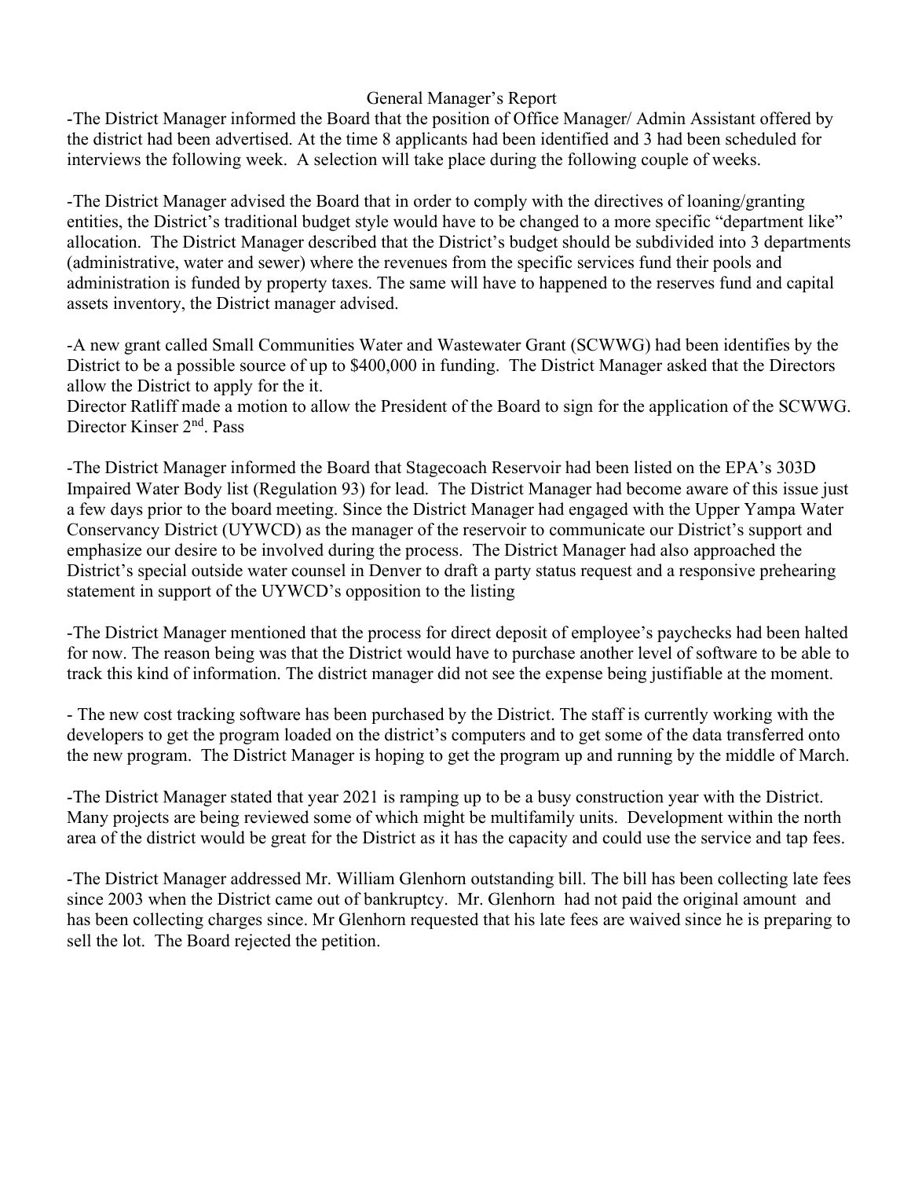## General Manager's Report

-The District Manager informed the Board that the position of Office Manager/ Admin Assistant offered by the district had been advertised. At the time 8 applicants had been identified and 3 had been scheduled for interviews the following week. A selection will take place during the following couple of weeks.

-The District Manager advised the Board that in order to comply with the directives of loaning/granting entities, the District's traditional budget style would have to be changed to a more specific "department like" allocation. The District Manager described that the District's budget should be subdivided into 3 departments (administrative, water and sewer) where the revenues from the specific services fund their pools and administration is funded by property taxes. The same will have to happened to the reserves fund and capital assets inventory, the District manager advised.

-A new grant called Small Communities Water and Wastewater Grant (SCWWG) had been identifies by the District to be a possible source of up to $400,000 in funding. The District Manager asked that the Directors allow the District to apply for the it.
Director Ratliff made a motion to allow the President of the Board to sign for the application of the SCWWG. Director Kinser 2nd. Pass

-The District Manager informed the Board that Stagecoach Reservoir had been listed on the EPA's 303D Impaired Water Body list (Regulation 93) for lead. The District Manager had become aware of this issue just a few days prior to the board meeting. Since the District Manager had engaged with the Upper Yampa Water Conservancy District (UYWCD) as the manager of the reservoir to communicate our District's support and emphasize our desire to be involved during the process. The District Manager had also approached the District's special outside water counsel in Denver to draft a party status request and a responsive prehearing statement in support of the UYWCD's opposition to the listing

-The District Manager mentioned that the process for direct deposit of employee's paychecks had been halted for now. The reason being was that the District would have to purchase another level of software to be able to track this kind of information. The district manager did not see the expense being justifiable at the moment.

- The new cost tracking software has been purchased by the District. The staff is currently working with the developers to get the program loaded on the district's computers and to get some of the data transferred onto the new program. The District Manager is hoping to get the program up and running by the middle of March.

-The District Manager stated that year 2021 is ramping up to be a busy construction year with the District. Many projects are being reviewed some of which might be multifamily units. Development within the north area of the district would be great for the District as it has the capacity and could use the service and tap fees.

-The District Manager addressed Mr. William Glenhorn outstanding bill. The bill has been collecting late fees since 2003 when the District came out of bankruptcy. Mr. Glenhorn had not paid the original amount and has been collecting charges since. Mr Glenhorn requested that his late fees are waived since he is preparing to sell the lot. The Board rejected the petition.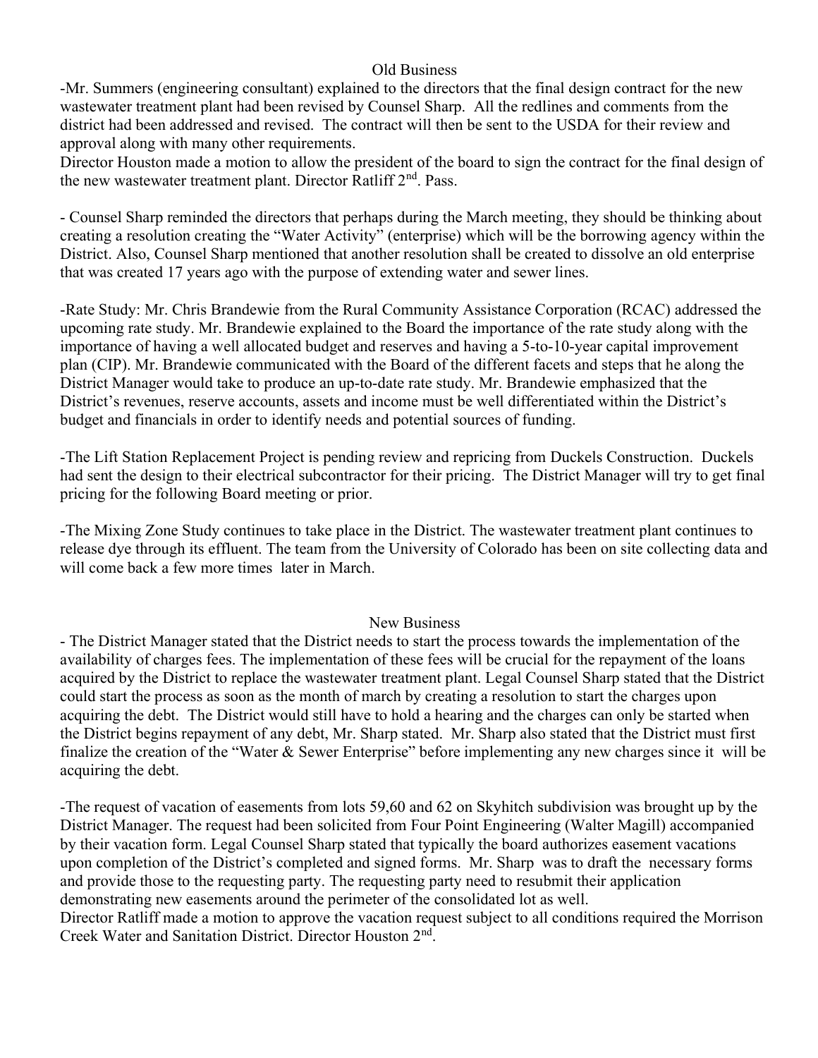## Old Business

-Mr. Summers (engineering consultant) explained to the directors that the final design contract for the new wastewater treatment plant had been revised by Counsel Sharp. All the redlines and comments from the district had been addressed and revised. The contract will then be sent to the USDA for their review and approval along with many other requirements.

Director Houston made a motion to allow the president of the board to sign the contract for the final design of the new wastewater treatment plant. Director Ratliff 2nd. Pass.

- Counsel Sharp reminded the directors that perhaps during the March meeting, they should be thinking about creating a resolution creating the "Water Activity" (enterprise) which will be the borrowing agency within the District. Also, Counsel Sharp mentioned that another resolution shall be created to dissolve an old enterprise that was created 17 years ago with the purpose of extending water and sewer lines.

-Rate Study: Mr. Chris Brandewie from the Rural Community Assistance Corporation (RCAC) addressed the upcoming rate study. Mr. Brandewie explained to the Board the importance of the rate study along with the importance of having a well allocated budget and reserves and having a 5-to-10-year capital improvement plan (CIP). Mr. Brandewie communicated with the Board of the different facets and steps that he along the District Manager would take to produce an up-to-date rate study. Mr. Brandewie emphasized that the District's revenues, reserve accounts, assets and income must be well differentiated within the District's budget and financials in order to identify needs and potential sources of funding.

-The Lift Station Replacement Project is pending review and repricing from Duckels Construction. Duckels had sent the design to their electrical subcontractor for their pricing. The District Manager will try to get final pricing for the following Board meeting or prior.

-The Mixing Zone Study continues to take place in the District. The wastewater treatment plant continues to release dye through its effluent. The team from the University of Colorado has been on site collecting data and will come back a few more times later in March.

## New Business

- The District Manager stated that the District needs to start the process towards the implementation of the availability of charges fees. The implementation of these fees will be crucial for the repayment of the loans acquired by the District to replace the wastewater treatment plant. Legal Counsel Sharp stated that the District could start the process as soon as the month of march by creating a resolution to start the charges upon acquiring the debt. The District would still have to hold a hearing and the charges can only be started when the District begins repayment of any debt, Mr. Sharp stated. Mr. Sharp also stated that the District must first finalize the creation of the "Water & Sewer Enterprise" before implementing any new charges since it will be acquiring the debt.

-The request of vacation of easements from lots 59,60 and 62 on Skyhitch subdivision was brought up by the District Manager. The request had been solicited from Four Point Engineering (Walter Magill) accompanied by their vacation form. Legal Counsel Sharp stated that typically the board authorizes easement vacations upon completion of the District's completed and signed forms. Mr. Sharp was to draft the necessary forms and provide those to the requesting party. The requesting party need to resubmit their application demonstrating new easements around the perimeter of the consolidated lot as well.

Director Ratliff made a motion to approve the vacation request subject to all conditions required the Morrison Creek Water and Sanitation District. Director Houston 2nd.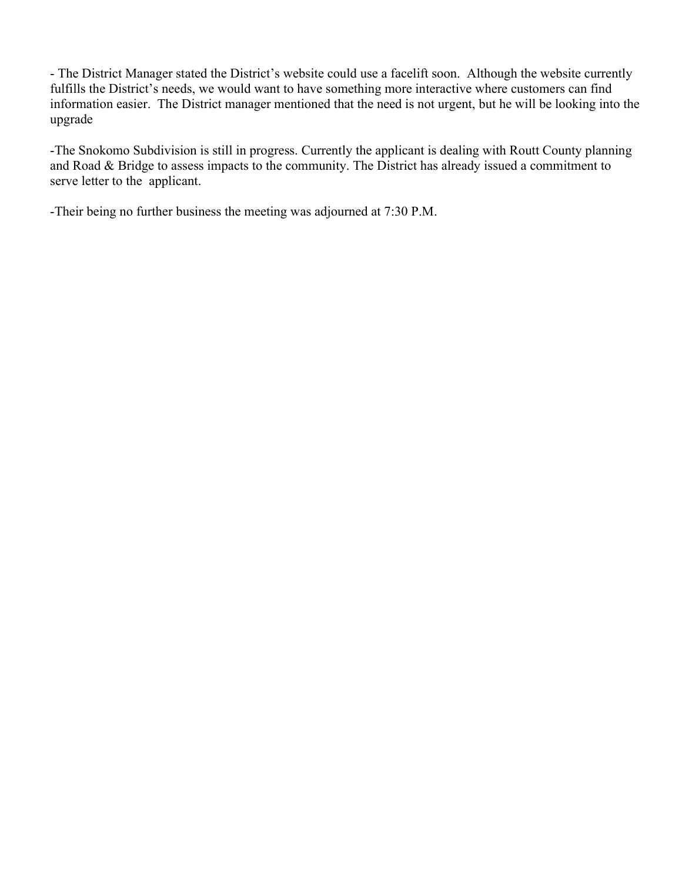- The District Manager stated the District's website could use a facelift soon. Although the website currently fulfills the District's needs, we would want to have something more interactive where customers can find information easier. The District manager mentioned that the need is not urgent, but he will be looking into the upgrade

-The Snokomo Subdivision is still in progress. Currently the applicant is dealing with Routt County planning and Road & Bridge to assess impacts to the community. The District has already issued a commitment to serve letter to the applicant.

-Their being no further business the meeting was adjourned at 7:30 P.M.